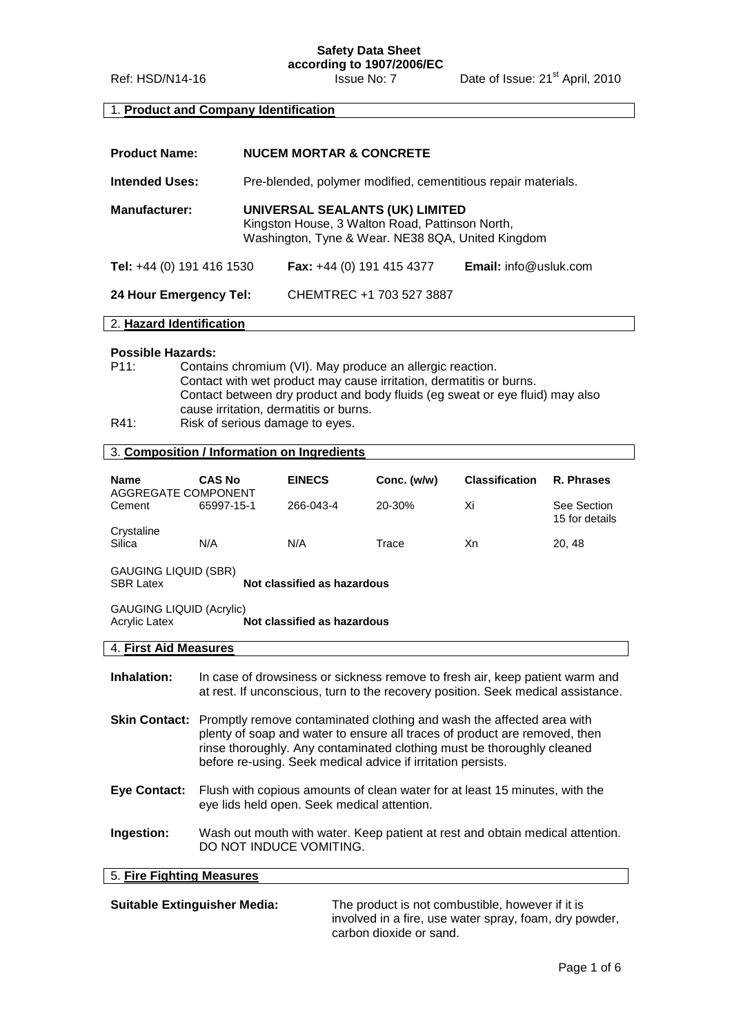**Safety Data Sheet**
**according to 1907/2006/EC**

Ref: HSD/N14-16 Issue No: 7 Date of Issue: 21st April, 2010

## 1. Product and Company Identification

**Product Name:** **NUCEM MORTAR & CONCRETE**

**Intended Uses:** Pre-blended, polymer modified, cementitious repair materials.

**Manufacturer:** **UNIVERSAL SEALANTS (UK) LIMITED**
Kingston House, 3 Walton Road, Pattinson North,
Washington, Tyne & Wear. NE38 8QA, United Kingdom

**Tel:** +44 (0) 191 416 1530 **Fax:** +44 (0) 191 415 4377 **Email:** info@usluk.com

**24 Hour Emergency Tel:** CHEMTREC +1 703 527 3887

## 2. Hazard Identification

**Possible Hazards:**

P11: Contains chromium (VI). May produce an allergic reaction.
Contact with wet product may cause irritation, dermatitis or burns.
Contact between dry product and body fluids (eg sweat or eye fluid) may also cause irritation, dermatitis or burns.

R41: Risk of serious damage to eyes.

## 3. Composition / Information on Ingredients

| Name | CAS No | EINECS | Conc. (w/w) | Classification | R. Phrases |
|---|---|---|---|---|---|
| AGGREGATE COMPONENT | | | | | |
| Cement | 65997-15-1 | 266-043-4 | 20-30% | Xi | See Section 15 for details |
| Crystaline Silica | N/A | N/A | Trace | Xn | 20, 48 |

GAUGING LIQUID (SBR)
SBR Latex **Not classified as hazardous**

GAUGING LIQUID (Acrylic)
Acrylic Latex **Not classified as hazardous**

## 4. First Aid Measures

**Inhalation:** In case of drowsiness or sickness remove to fresh air, keep patient warm and at rest. If unconscious, turn to the recovery position. Seek medical assistance.

**Skin Contact:** Promptly remove contaminated clothing and wash the affected area with plenty of soap and water to ensure all traces of product are removed, then rinse thoroughly. Any contaminated clothing must be thoroughly cleaned before re-using. Seek medical advice if irritation persists.

**Eye Contact:** Flush with copious amounts of clean water for at least 15 minutes, with the eye lids held open. Seek medical attention.

**Ingestion:** Wash out mouth with water. Keep patient at rest and obtain medical attention. DO NOT INDUCE VOMITING.

## 5. Fire Fighting Measures

**Suitable Extinguisher Media:** The product is not combustible, however if it is involved in a fire, use water spray, foam, dry powder, carbon dioxide or sand.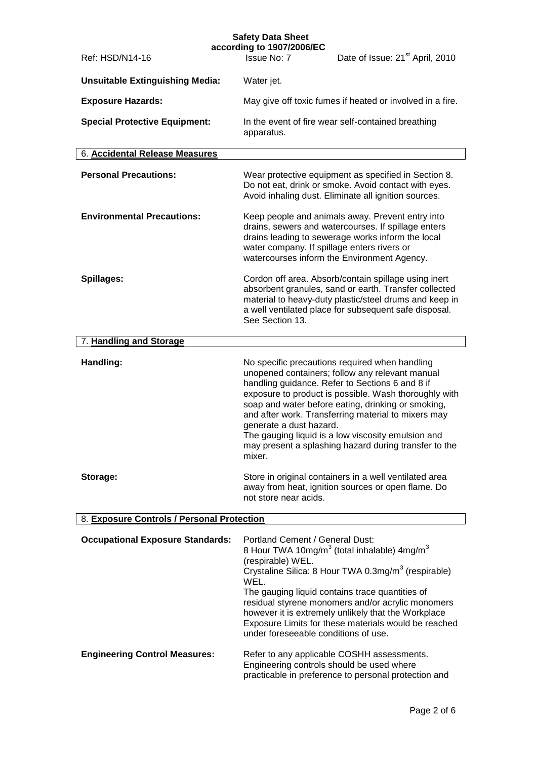**Unsuitable Extinguishing Media:** Water jet.

**Exposure Hazards:** May give off toxic fumes if heated or involved in a fire.

**Special Protective Equipment:** In the event of fire wear self-contained breathing apparatus.

## 6. Accidental Release Measures

**Personal Precautions:** Wear protective equipment as specified in Section 8. Do not eat, drink or smoke. Avoid contact with eyes. Avoid inhaling dust. Eliminate all ignition sources.

**Environmental Precautions:** Keep people and animals away. Prevent entry into drains, sewers and watercourses. If spillage enters drains leading to sewerage works inform the local water company. If spillage enters rivers or watercourses inform the Environment Agency.

**Spillages:** Cordon off area. Absorb/contain spillage using inert absorbent granules, sand or earth. Transfer collected material to heavy-duty plastic/steel drums and keep in a well ventilated place for subsequent safe disposal. See Section 13.

## 7. Handling and Storage

**Handling:** No specific precautions required when handling unopened containers; follow any relevant manual handling guidance. Refer to Sections 6 and 8 if exposure to product is possible. Wash thoroughly with soap and water before eating, drinking or smoking, and after work. Transferring material to mixers may generate a dust hazard.
The gauging liquid is a low viscosity emulsion and may present a splashing hazard during transfer to the mixer.

**Storage:** Store in original containers in a well ventilated area away from heat, ignition sources or open flame. Do not store near acids.

## 8. Exposure Controls / Personal Protection

**Occupational Exposure Standards:** Portland Cement / General Dust:
8 Hour TWA 10mg/m$^3$ (total inhalable) 4mg/m$^3$ (respirable) WEL.
Crystaline Silica: 8 Hour TWA 0.3mg/m$^3$ (respirable) WEL.
The gauging liquid contains trace quantities of residual styrene monomers and/or acrylic monomers however it is extremely unlikely that the Workplace Exposure Limits for these materials would be reached under foreseeable conditions of use.

**Engineering Control Measures:** Refer to any applicable COSHH assessments. Engineering controls should be used where practicable in preference to personal protection and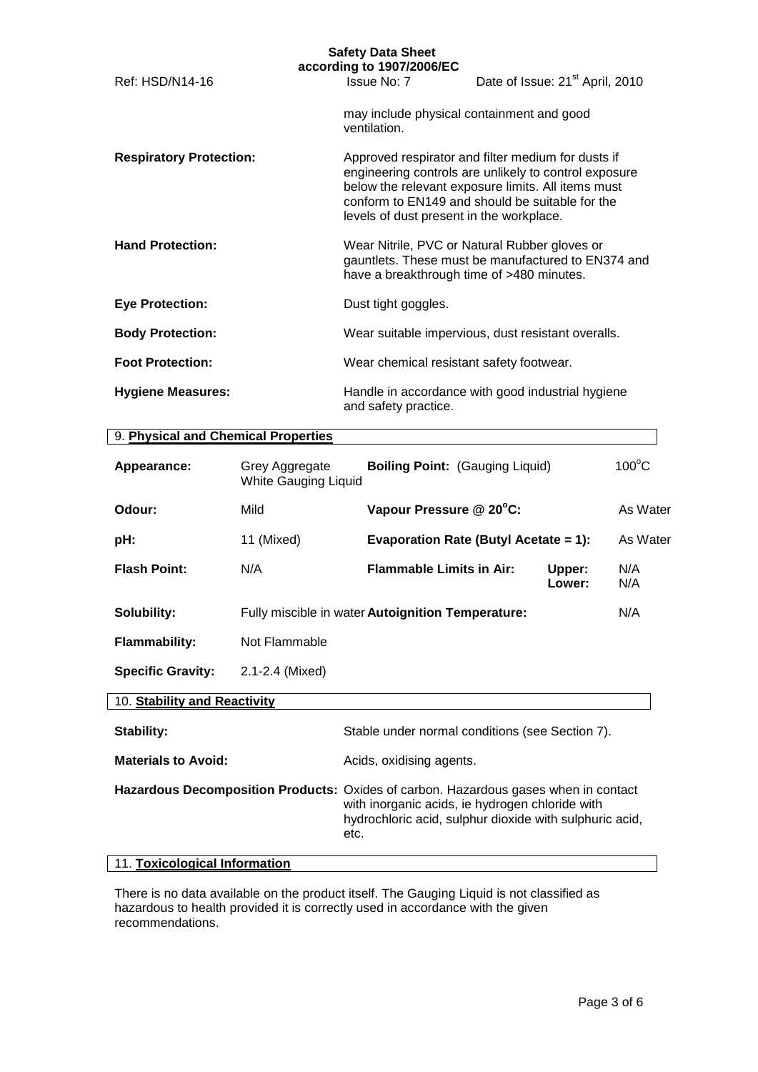may include physical containment and good ventilation.

**Respiratory Protection:** Approved respirator and filter medium for dusts if engineering controls are unlikely to control exposure below the relevant exposure limits. All items must conform to EN149 and should be suitable for the levels of dust present in the workplace.

**Hand Protection:** Wear Nitrile, PVC or Natural Rubber gloves or gauntlets. These must be manufactured to EN374 and have a breakthrough time of >480 minutes.

**Eye Protection:** Dust tight goggles.

**Body Protection:** Wear suitable impervious, dust resistant overalls.

**Foot Protection:** Wear chemical resistant safety footwear.

**Hygiene Measures:** Handle in accordance with good industrial hygiene and safety practice.

## 9. Physical and Chemical Properties

| | | | | |
|---|---|---|---|---|
| **Appearance:** | Grey Aggregate White Gauging Liquid | **Boiling Point:** (Gauging Liquid) | | 100°C |
| **Odour:** | Mild | **Vapour Pressure @ 20°C:** | | As Water |
| **pH:** | 11 (Mixed) | **Evaporation Rate (Butyl Acetate = 1):** | | As Water |
| **Flash Point:** | N/A | **Flammable Limits in Air:** | **Upper:** **Lower:** | N/A N/A |
| **Solubility:** | Fully miscible in water | **Autoignition Temperature:** | | N/A |
| **Flammability:** | Not Flammable | | | |
| **Specific Gravity:** | 2.1-2.4 (Mixed) | | | |

## 10. Stability and Reactivity

**Stability:** Stable under normal conditions (see Section 7).

**Materials to Avoid:** Acids, oxidising agents.

**Hazardous Decomposition Products:** Oxides of carbon. Hazardous gases when in contact with inorganic acids, ie hydrogen chloride with hydrochloric acid, sulphur dioxide with sulphuric acid, etc.

## 11. Toxicological Information

There is no data available on the product itself. The Gauging Liquid is not classified as hazardous to health provided it is correctly used in accordance with the given recommendations.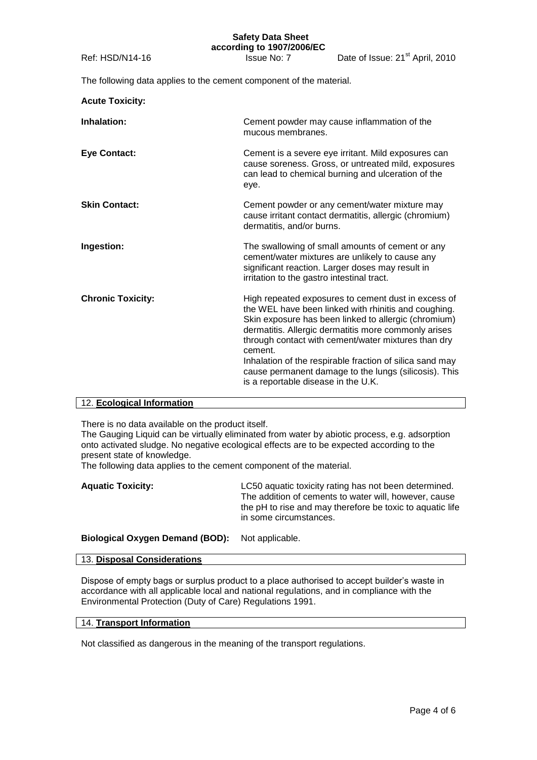The following data applies to the cement component of the material.

**Acute Toxicity:**

**Inhalation:** Cement powder may cause inflammation of the mucous membranes.

**Eye Contact:** Cement is a severe eye irritant. Mild exposures can cause soreness. Gross, or untreated mild, exposures can lead to chemical burning and ulceration of the eye.

**Skin Contact:** Cement powder or any cement/water mixture may cause irritant contact dermatitis, allergic (chromium) dermatitis, and/or burns.

**Ingestion:** The swallowing of small amounts of cement or any cement/water mixtures are unlikely to cause any significant reaction. Larger doses may result in irritation to the gastro intestinal tract.

**Chronic Toxicity:** High repeated exposures to cement dust in excess of the WEL have been linked with rhinitis and coughing. Skin exposure has been linked to allergic (chromium) dermatitis. Allergic dermatitis more commonly arises through contact with cement/water mixtures than dry cement.
Inhalation of the respirable fraction of silica sand may cause permanent damage to the lungs (silicosis). This is a reportable disease in the U.K.

## 12. **Ecological Information**

There is no data available on the product itself.
The Gauging Liquid can be virtually eliminated from water by abiotic process, e.g. adsorption onto activated sludge. No negative ecological effects are to be expected according to the present state of knowledge.
The following data applies to the cement component of the material.

**Aquatic Toxicity:** LC50 aquatic toxicity rating has not been determined. The addition of cements to water will, however, cause the pH to rise and may therefore be toxic to aquatic life in some circumstances.

**Biological Oxygen Demand (BOD):** Not applicable.

## 13. **Disposal Considerations**

Dispose of empty bags or surplus product to a place authorised to accept builder's waste in accordance with all applicable local and national regulations, and in compliance with the Environmental Protection (Duty of Care) Regulations 1991.

## 14. **Transport Information**

Not classified as dangerous in the meaning of the transport regulations.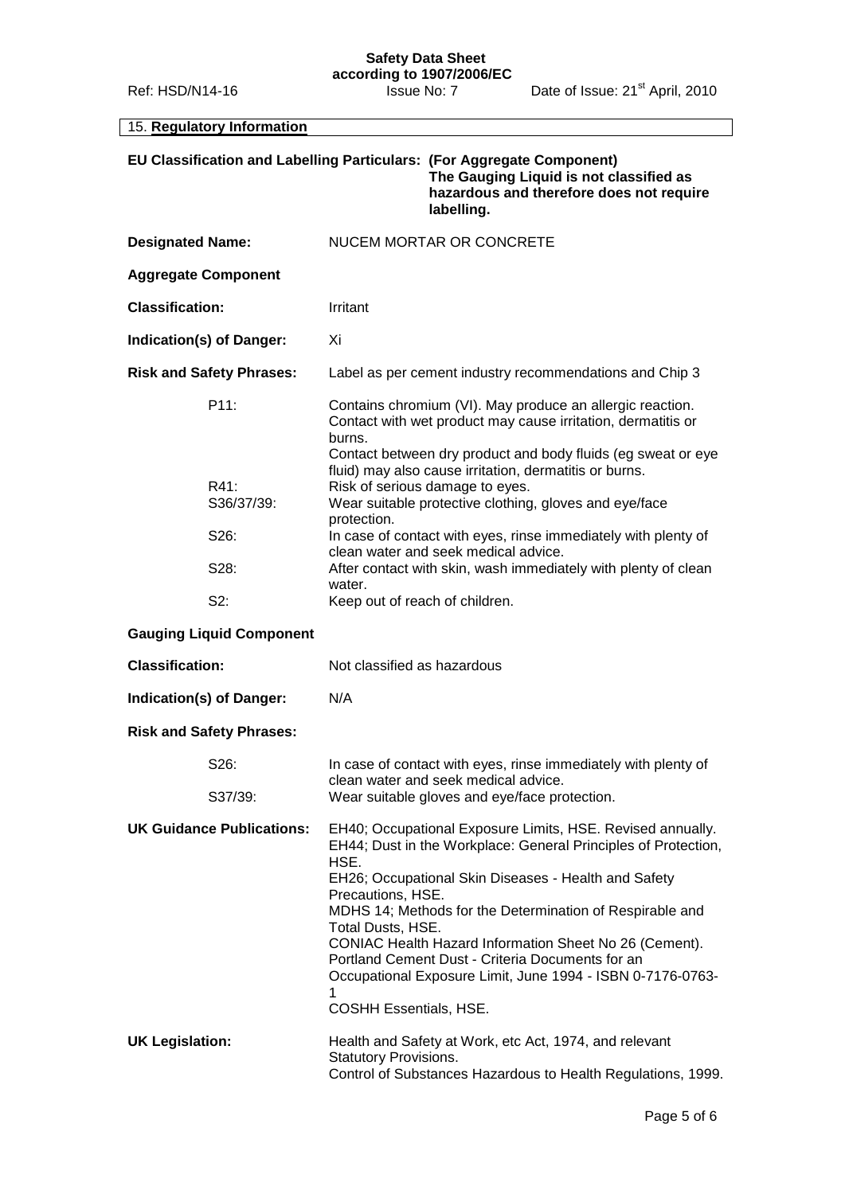## 15. Regulatory Information

**EU Classification and Labelling Particulars: (For Aggregate Component)**
**The Gauging Liquid is not classified as hazardous and therefore does not require labelling.**

**Designated Name:** NUCEM MORTAR OR CONCRETE

**Aggregate Component**

**Classification:** Irritant

**Indication(s) of Danger:** Xi

**Risk and Safety Phrases:** Label as per cement industry recommendations and Chip 3

| | |
|---|---|
| P11: | Contains chromium (VI). May produce an allergic reaction. Contact with wet product may cause irritation, dermatitis or burns. Contact between dry product and body fluids (eg sweat or eye fluid) may also cause irritation, dermatitis or burns. |
| R41: | Risk of serious damage to eyes. |
| S36/37/39: | Wear suitable protective clothing, gloves and eye/face protection. |
| S26: | In case of contact with eyes, rinse immediately with plenty of clean water and seek medical advice. |
| S28: | After contact with skin, wash immediately with plenty of clean water. |
| S2: | Keep out of reach of children. |

**Gauging Liquid Component**

**Classification:** Not classified as hazardous

**Indication(s) of Danger:** N/A

**Risk and Safety Phrases:**

| | |
|---|---|
| S26: | In case of contact with eyes, rinse immediately with plenty of clean water and seek medical advice. |
| S37/39: | Wear suitable gloves and eye/face protection. |

**UK Guidance Publications:**

EH40; Occupational Exposure Limits, HSE. Revised annually.
EH44; Dust in the Workplace: General Principles of Protection, HSE.
EH26; Occupational Skin Diseases - Health and Safety Precautions, HSE.
MDHS 14; Methods for the Determination of Respirable and Total Dusts, HSE.
CONIAC Health Hazard Information Sheet No 26 (Cement).
Portland Cement Dust - Criteria Documents for an Occupational Exposure Limit, June 1994 - ISBN 0-7176-0763-1
COSHH Essentials, HSE.

**UK Legislation:**

Health and Safety at Work, etc Act, 1974, and relevant Statutory Provisions.
Control of Substances Hazardous to Health Regulations, 1999.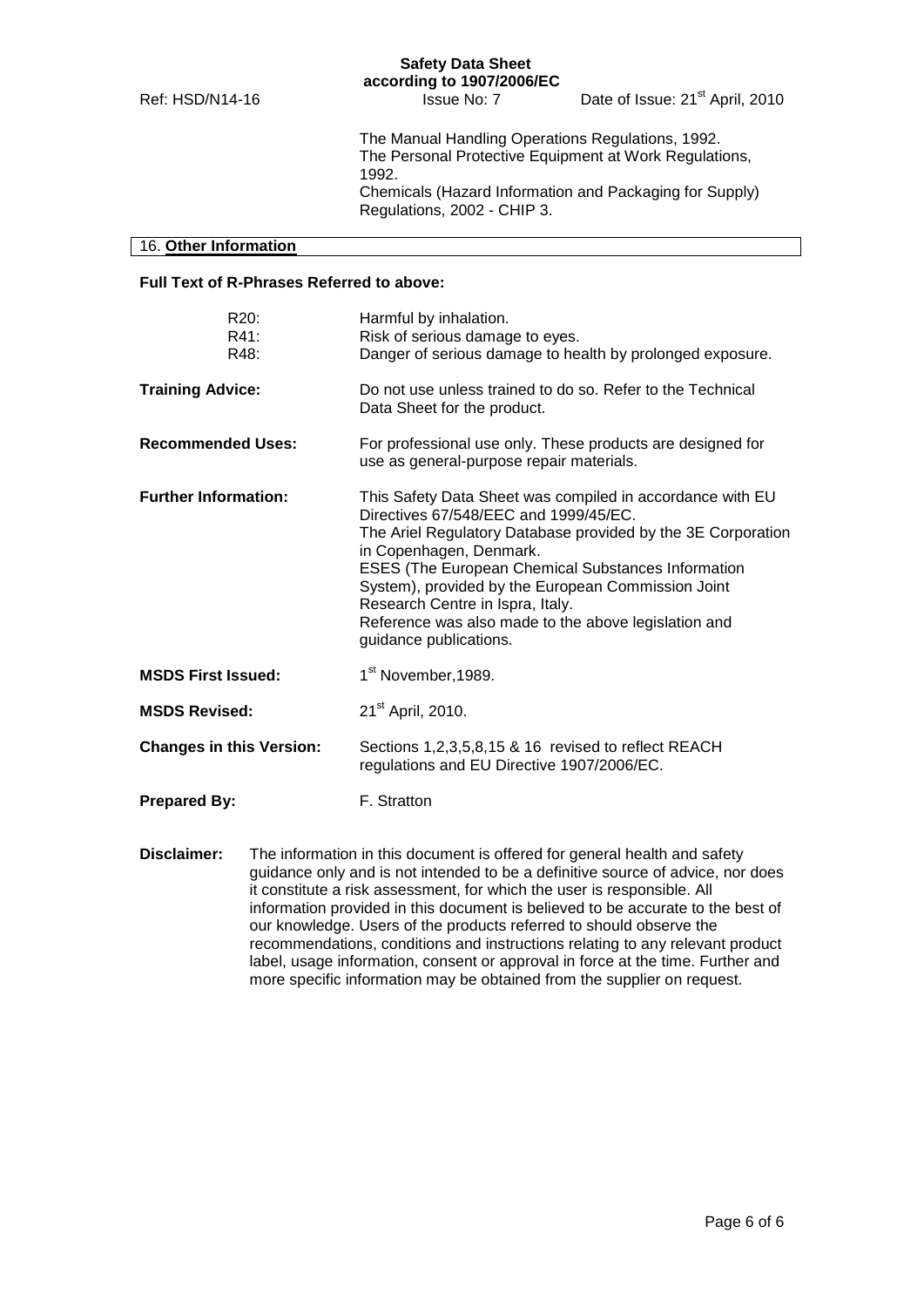The Manual Handling Operations Regulations, 1992.
The Personal Protective Equipment at Work Regulations, 1992.
Chemicals (Hazard Information and Packaging for Supply) Regulations, 2002 - CHIP 3.

## 16. Other Information

**Full Text of R-Phrases Referred to above:**

| | |
|---|---|
| R20: | Harmful by inhalation. |
| R41: | Risk of serious damage to eyes. |
| R48: | Danger of serious damage to health by prolonged exposure. |

**Training Advice:** Do not use unless trained to do so. Refer to the Technical Data Sheet for the product.

**Recommended Uses:** For professional use only. These products are designed for use as general-purpose repair materials.

**Further Information:** This Safety Data Sheet was compiled in accordance with EU Directives 67/548/EEC and 1999/45/EC.
The Ariel Regulatory Database provided by the 3E Corporation in Copenhagen, Denmark.
ESES (The European Chemical Substances Information System), provided by the European Commission Joint Research Centre in Ispra, Italy.
Reference was also made to the above legislation and guidance publications.

**MSDS First Issued:** 1st November,1989.

**MSDS Revised:** 21st April, 2010.

**Changes in this Version:** Sections 1,2,3,5,8,15 & 16 revised to reflect REACH regulations and EU Directive 1907/2006/EC.

**Prepared By:** F. Stratton

**Disclaimer:** The information in this document is offered for general health and safety guidance only and is not intended to be a definitive source of advice, nor does it constitute a risk assessment, for which the user is responsible. All information provided in this document is believed to be accurate to the best of our knowledge. Users of the products referred to should observe the recommendations, conditions and instructions relating to any relevant product label, usage information, consent or approval in force at the time. Further and more specific information may be obtained from the supplier on request.